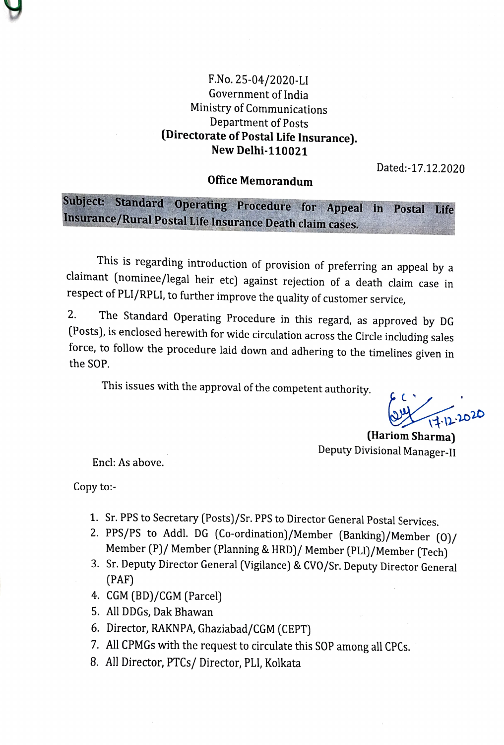F.No. 25-04/2020-LI
Government of India
Ministry of Communications
Department of Posts
**(Directorate of Postal Life Insurance).**
**New Delhi-110021**

Dated:-17.12.2020

**Office Memorandum**

**Subject: Standard Operating Procedure for Appeal in Postal Life Insurance/Rural Postal Life Insurance Death claim cases.**

This is regarding introduction of provision of preferring an appeal by a claimant (nominee/legal heir etc) against rejection of a death claim case in respect of PLI/RPLI, to further improve the quality of customer service,

2. The Standard Operating Procedure in this regard, as approved by DG (Posts), is enclosed herewith for wide circulation across the Circle including sales force, to follow the procedure laid down and adhering to the timelines given in the SOP.

This issues with the approval of the competent authority.

17-12-2020
**(Hariom Sharma)**
Deputy Divisional Manager-II

Encl: As above.

Copy to:-

1. Sr. PPS to Secretary (Posts)/Sr. PPS to Director General Postal Services.
2. PPS/PS to Addl. DG (Co-ordination)/Member (Banking)/Member (O)/ Member (P)/ Member (Planning & HRD)/ Member (PLI)/Member (Tech)
3. Sr. Deputy Director General (Vigilance) & CVO/Sr. Deputy Director General (PAF)
4. CGM (BD)/CGM (Parcel)
5. All DDGs, Dak Bhawan
6. Director, RAKNPA, Ghaziabad/CGM (CEPT)
7. All CPMGs with the request to circulate this SOP among all CPCs.
8. All Director, PTCs/ Director, PLI, Kolkata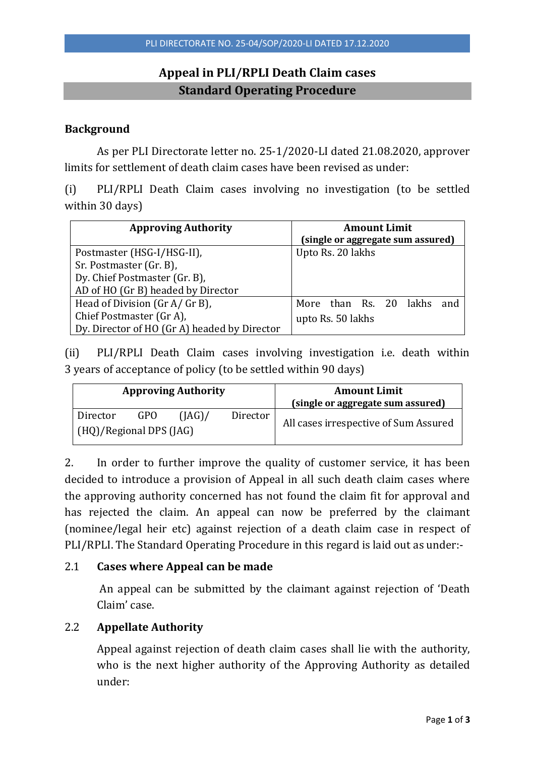PLI DIRECTORATE NO. 25-04/SOP/2020-LI DATED 17.12.2020

# Appeal in PLI/RPLI Death Claim cases

## Standard Operating Procedure

### Background

As per PLI Directorate letter no. 25-1/2020-LI dated 21.08.2020, approver limits for settlement of death claim cases have been revised as under:

(i) PLI/RPLI Death Claim cases involving no investigation (to be settled within 30 days)

| Approving Authority | Amount Limit (single or aggregate sum assured) |
|---|---|
| Postmaster (HSG-I/HSG-II), Sr. Postmaster (Gr. B), Dy. Chief Postmaster (Gr. B), AD of HO (Gr B) headed by Director | Upto Rs. 20 lakhs |
| Head of Division (Gr A/ Gr B), Chief Postmaster (Gr A), Dy. Director of HO (Gr A) headed by Director | More than Rs. 20 lakhs and upto Rs. 50 lakhs |

(ii) PLI/RPLI Death Claim cases involving investigation i.e. death within 3 years of acceptance of policy (to be settled within 90 days)

| Approving Authority | Amount Limit (single or aggregate sum assured) |
|---|---|
| Director GPO (JAG)/ Director (HQ)/Regional DPS (JAG) | All cases irrespective of Sum Assured |

2. In order to further improve the quality of customer service, it has been decided to introduce a provision of Appeal in all such death claim cases where the approving authority concerned has not found the claim fit for approval and has rejected the claim. An appeal can now be preferred by the claimant (nominee/legal heir etc) against rejection of a death claim case in respect of PLI/RPLI. The Standard Operating Procedure in this regard is laid out as under:-

### 2.1 Cases where Appeal can be made

An appeal can be submitted by the claimant against rejection of 'Death Claim' case.

### 2.2 Appellate Authority

Appeal against rejection of death claim cases shall lie with the authority, who is the next higher authority of the Approving Authority as detailed under: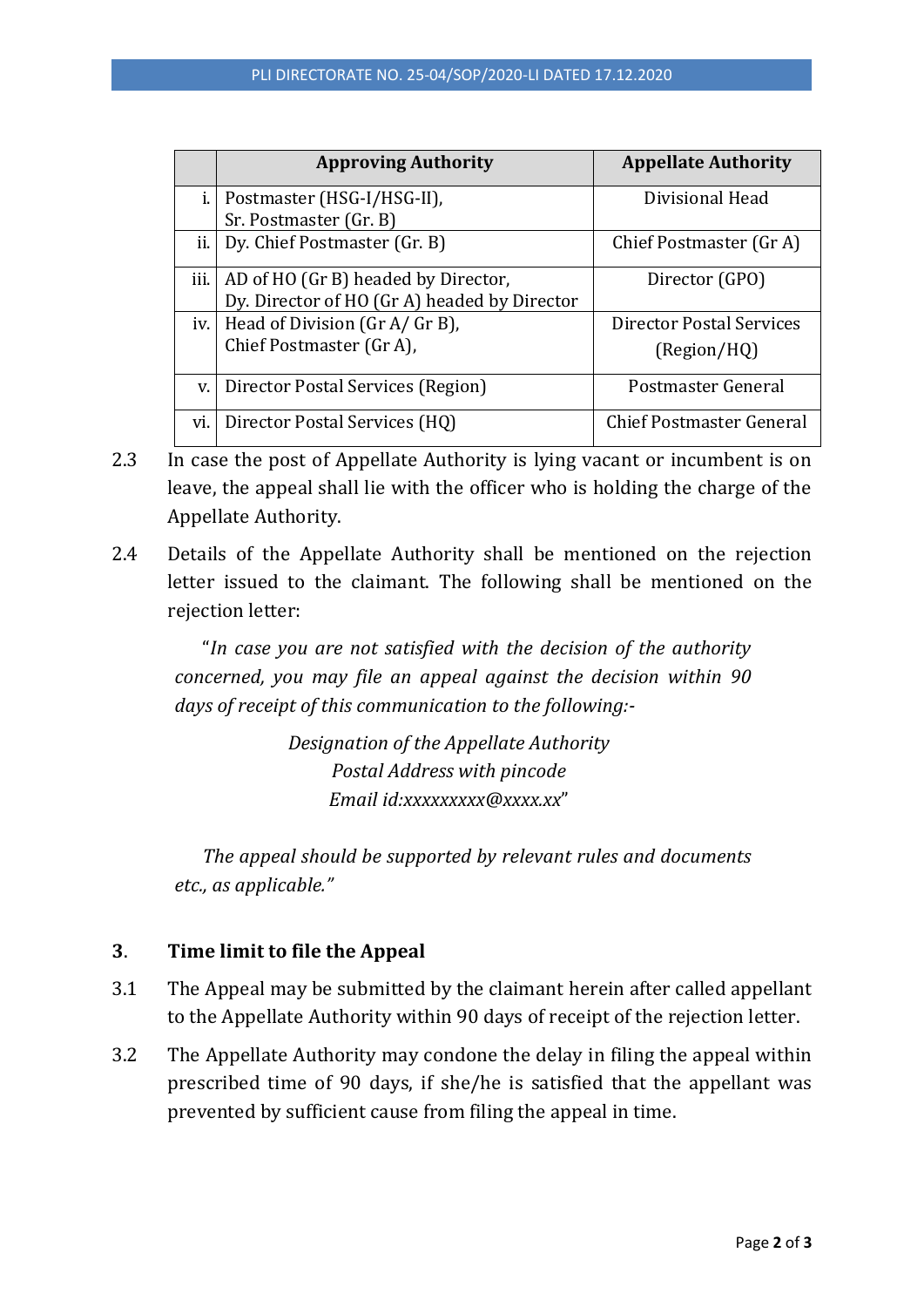| | Approving Authority | Appellate Authority |
|---|---|---|
| i. | Postmaster (HSG-I/HSG-II),<br>Sr. Postmaster (Gr. B) | Divisional Head |
| ii. | Dy. Chief Postmaster (Gr. B) | Chief Postmaster (Gr A) |
| iii. | AD of HO (Gr B) headed by Director,<br>Dy. Director of HO (Gr A) headed by Director | Director (GPO) |
| iv. | Head of Division (Gr A/ Gr B),<br>Chief Postmaster (Gr A), | Director Postal Services (Region/HQ) |
| v. | Director Postal Services (Region) | Postmaster General |
| vi. | Director Postal Services (HQ) | Chief Postmaster General |

2.3 In case the post of Appellate Authority is lying vacant or incumbent is on leave, the appeal shall lie with the officer who is holding the charge of the Appellate Authority.

2.4 Details of the Appellate Authority shall be mentioned on the rejection letter issued to the claimant. The following shall be mentioned on the rejection letter:

> "*In case you are not satisfied with the decision of the authority concerned, you may file an appeal against the decision within 90 days of receipt of this communication to the following:-*
>
> *Designation of the Appellate Authority*
> *Postal Address with pincode*
> *Email id:xxxxxxxxx@xxxx.xx*"
>
> *The appeal should be supported by relevant rules and documents etc., as applicable."*

## 3. Time limit to file the Appeal

3.1 The Appeal may be submitted by the claimant herein after called appellant to the Appellate Authority within 90 days of receipt of the rejection letter.

3.2 The Appellate Authority may condone the delay in filing the appeal within prescribed time of 90 days, if she/he is satisfied that the appellant was prevented by sufficient cause from filing the appeal in time.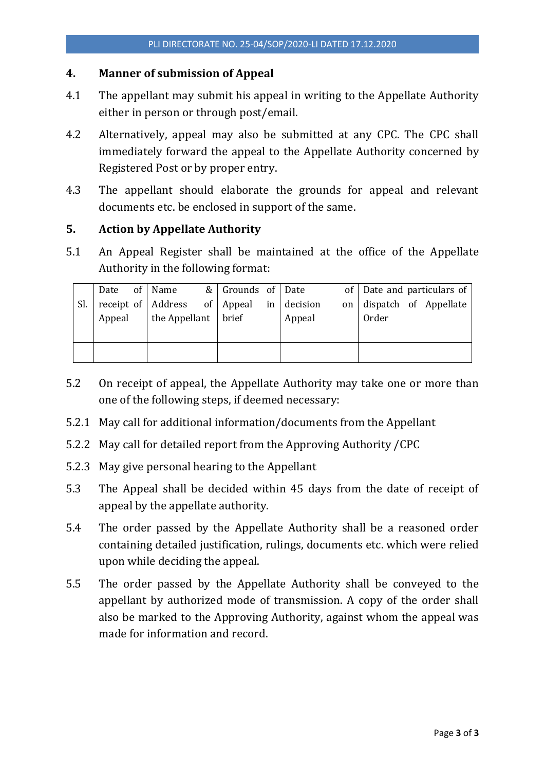## 4. Manner of submission of Appeal

4.1 The appellant may submit his appeal in writing to the Appellate Authority either in person or through post/email.

4.2 Alternatively, appeal may also be submitted at any CPC. The CPC shall immediately forward the appeal to the Appellate Authority concerned by Registered Post or by proper entry.

4.3 The appellant should elaborate the grounds for appeal and relevant documents etc. be enclosed in support of the same.

## 5. Action by Appellate Authority

5.1 An Appeal Register shall be maintained at the office of the Appellate Authority in the following format:

| Sl. | Date of receipt of Appeal | Name & Address of the Appellant | Grounds of Appeal in brief | Date of decision on Appeal | Date and particulars of dispatch of Appellate Order |
|---|---|---|---|---|---|
| | | | | | |

5.2 On receipt of appeal, the Appellate Authority may take one or more than one of the following steps, if deemed necessary:

5.2.1 May call for additional information/documents from the Appellant

5.2.2 May call for detailed report from the Approving Authority /CPC

5.2.3 May give personal hearing to the Appellant

5.3 The Appeal shall be decided within 45 days from the date of receipt of appeal by the appellate authority.

5.4 The order passed by the Appellate Authority shall be a reasoned order containing detailed justification, rulings, documents etc. which were relied upon while deciding the appeal.

5.5 The order passed by the Appellate Authority shall be conveyed to the appellant by authorized mode of transmission. A copy of the order shall also be marked to the Approving Authority, against whom the appeal was made for information and record.